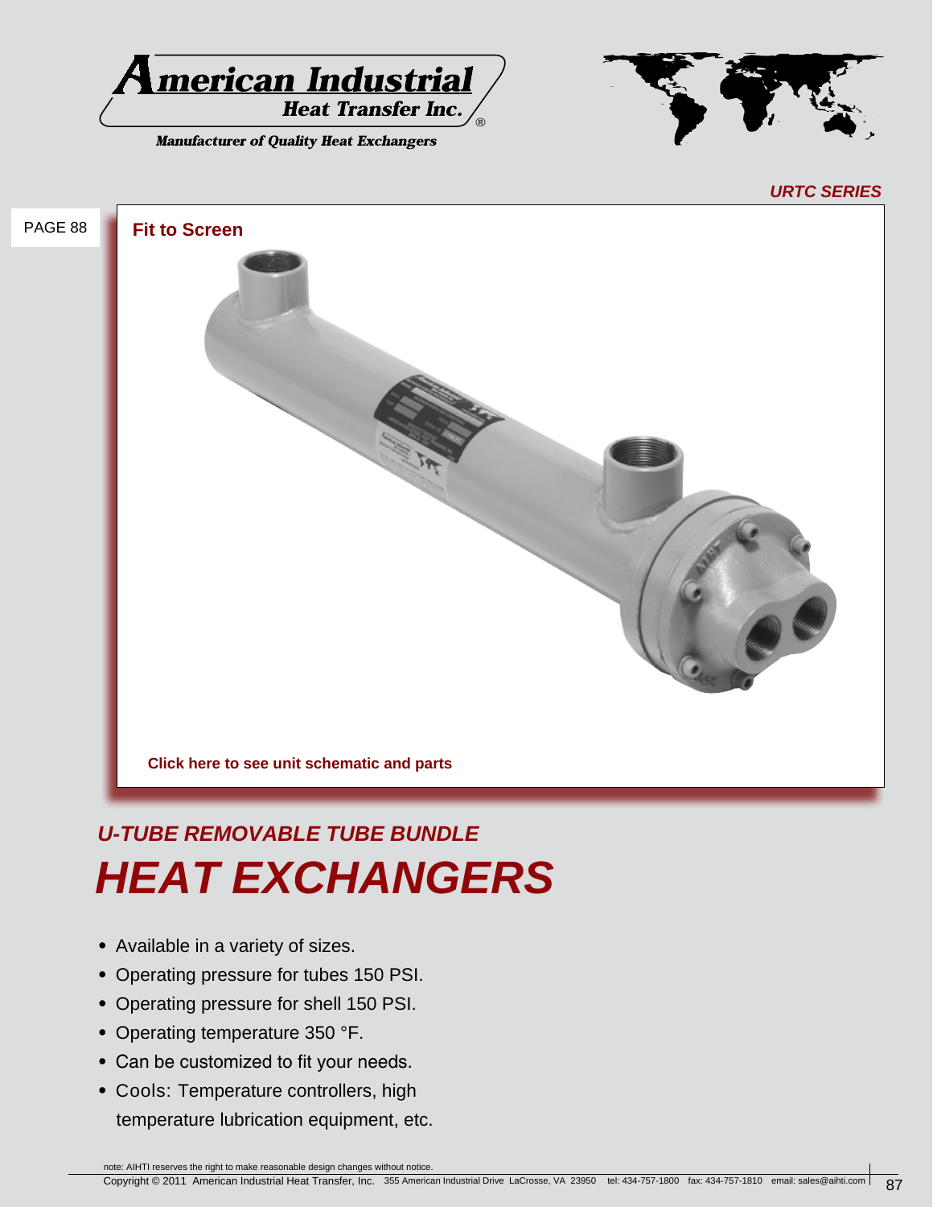**American Industrial Heat Transfer Inc.**

*Manufacturer of Quality Heat Exchangers*

***URTC SERIES***

PAGE 88

**Fit to Screen**

**Click here to see unit schematic and parts**

## *U-TUBE REMOVABLE TUBE BUNDLE*

# *HEAT EXCHANGERS*

- Available in a variety of sizes.
- Operating pressure for tubes 150 PSI.
- Operating pressure for shell 150 PSI.
- Operating temperature 350 °F.
- Can be customized to fit your needs.
- Cools: Temperature controllers, high temperature lubrication equipment, etc.

note: AIHTI reserves the right to make reasonable design changes without notice.

Copyright © 2011 American Industrial Heat Transfer, Inc. 355 American Industrial Drive LaCrosse, VA 23950 tel: 434-757-1800 fax: 434-757-1810 email: sales@aihti.com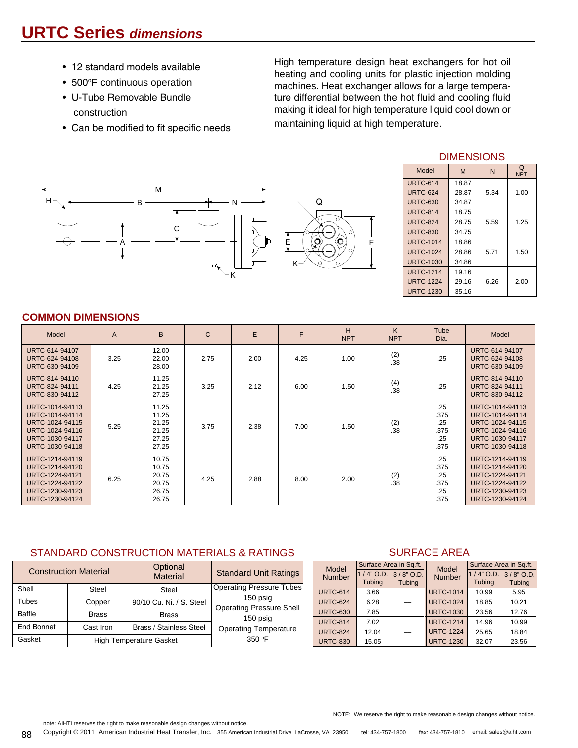# URTC Series *dimensions*

- 12 standard models available
- 500°F continuous operation
- U-Tube Removable Bundle construction
- Can be modified to fit specific needs

High temperature design heat exchangers for hot oil heating and cooling units for plastic injection molding machines. Heat exchanger allows for a large temperature differential between the hot fluid and cooling fluid making it ideal for high temperature liquid cool down or maintaining liquid at high temperature.

M
H
B
N
C
A
E
K
Q
F

## DIMENSIONS

| Model | M | N | Q NPT |
|---|---|---|---|
| URTC-614 | 18.87 | 5.34 | 1.00 |
| URTC-624 | 28.87 | | |
| URTC-630 | 34.87 | | |
| URTC-814 | 18.75 | 5.59 | 1.25 |
| URTC-824 | 28.75 | | |
| URTC-830 | 34.75 | | |
| URTC-1014 | 18.86 | 5.71 | 1.50 |
| URTC-1024 | 28.86 | | |
| URTC-1030 | 34.86 | | |
| URTC-1214 | 19.16 | 6.26 | 2.00 |
| URTC-1224 | 29.16 | | |
| URTC-1230 | 35.16 | | |

## COMMON DIMENSIONS

| Model | A | B | C | E | F | H NPT | K NPT | Tube Dia. | Model |
|---|---|---|---|---|---|---|---|---|---|
| URTC-614-94107<br>URTC-624-94108<br>URTC-630-94109 | 3.25 | 12.00<br>22.00<br>28.00 | 2.75 | 2.00 | 4.25 | 1.00 | (2)<br>.38 | .25 | URTC-614-94107<br>URTC-624-94108<br>URTC-630-94109 |
| URTC-814-94110<br>URTC-824-94111<br>URTC-830-94112 | 4.25 | 11.25<br>21.25<br>27.25 | 3.25 | 2.12 | 6.00 | 1.50 | (4)<br>.38 | .25 | URTC-814-94110<br>URTC-824-94111<br>URTC-830-94112 |
| URTC-1014-94113<br>URTC-1014-94114<br>URTC-1024-94115<br>URTC-1024-94116<br>URTC-1030-94117<br>URTC-1030-94118 | 5.25 | 11.25<br>11.25<br>21.25<br>21.25<br>27.25<br>27.25 | 3.75 | 2.38 | 7.00 | 1.50 | (2)<br>.38 | .25<br>.375<br>.25<br>.375<br>.25<br>.375 | URTC-1014-94113<br>URTC-1014-94114<br>URTC-1024-94115<br>URTC-1024-94116<br>URTC-1030-94117<br>URTC-1030-94118 |
| URTC-1214-94119<br>URTC-1214-94120<br>URTC-1224-94121<br>URTC-1224-94122<br>URTC-1230-94123<br>URTC-1230-94124 | 6.25 | 10.75<br>10.75<br>20.75<br>20.75<br>26.75<br>26.75 | 4.25 | 2.88 | 8.00 | 2.00 | (2)<br>.38 | .25<br>.375<br>.25<br>.375<br>.25<br>.375 | URTC-1214-94119<br>URTC-1214-94120<br>URTC-1224-94121<br>URTC-1224-94122<br>URTC-1230-94123<br>URTC-1230-94124 |

## STANDARD CONSTRUCTION MATERIALS & RATINGS

| Construction Material | | Optional Material | Standard Unit Ratings |
|---|---|---|---|
| Shell | Steel | Steel | Operating Pressure Tubes<br>150 psig<br>Operating Pressure Shell<br>150 psig<br>Operating Temperature<br>350 °F |
| Tubes | Copper | 90/10 Cu. Ni. / S. Steel | |
| Baffle | Brass | Brass | |
| End Bonnet | Cast Iron | Brass / Stainless Steel | |
| Gasket | High Temperature Gasket | | |

## SURFACE AREA

| Model Number | Surface Area in Sq.ft. | | Model Number | Surface Area in Sq.ft. | |
|---|---|---|---|---|---|
| | 1 / 4" O.D. Tubing | 3 / 8" O.D. Tubing | | 1 / 4" O.D. Tubing | 3 / 8" O.D. Tubing |
| URTC-614 | 3.66 | — | URTC-1014 | 10.99 | 5.95 |
| URTC-624 | 6.28 | | URTC-1024 | 18.85 | 10.21 |
| URTC-630 | 7.85 | | URTC-1030 | 23.56 | 12.76 |
| URTC-814 | 7.02 | — | URTC-1214 | 14.96 | 10.99 |
| URTC-824 | 12.04 | | URTC-1224 | 25.65 | 18.84 |
| URTC-830 | 15.05 | | URTC-1230 | 32.07 | 23.56 |

NOTE: We reserve the right to make reasonable design changes without notice.

note: AIHTI reserves the right to make reasonable design changes without notice.

Copyright © 2011 American Industrial Heat Transfer, Inc. 355 American Industrial Drive LaCrosse, VA 23950 tel: 434-757-1800 fax: 434-757-1810 email: sales@aihti.com